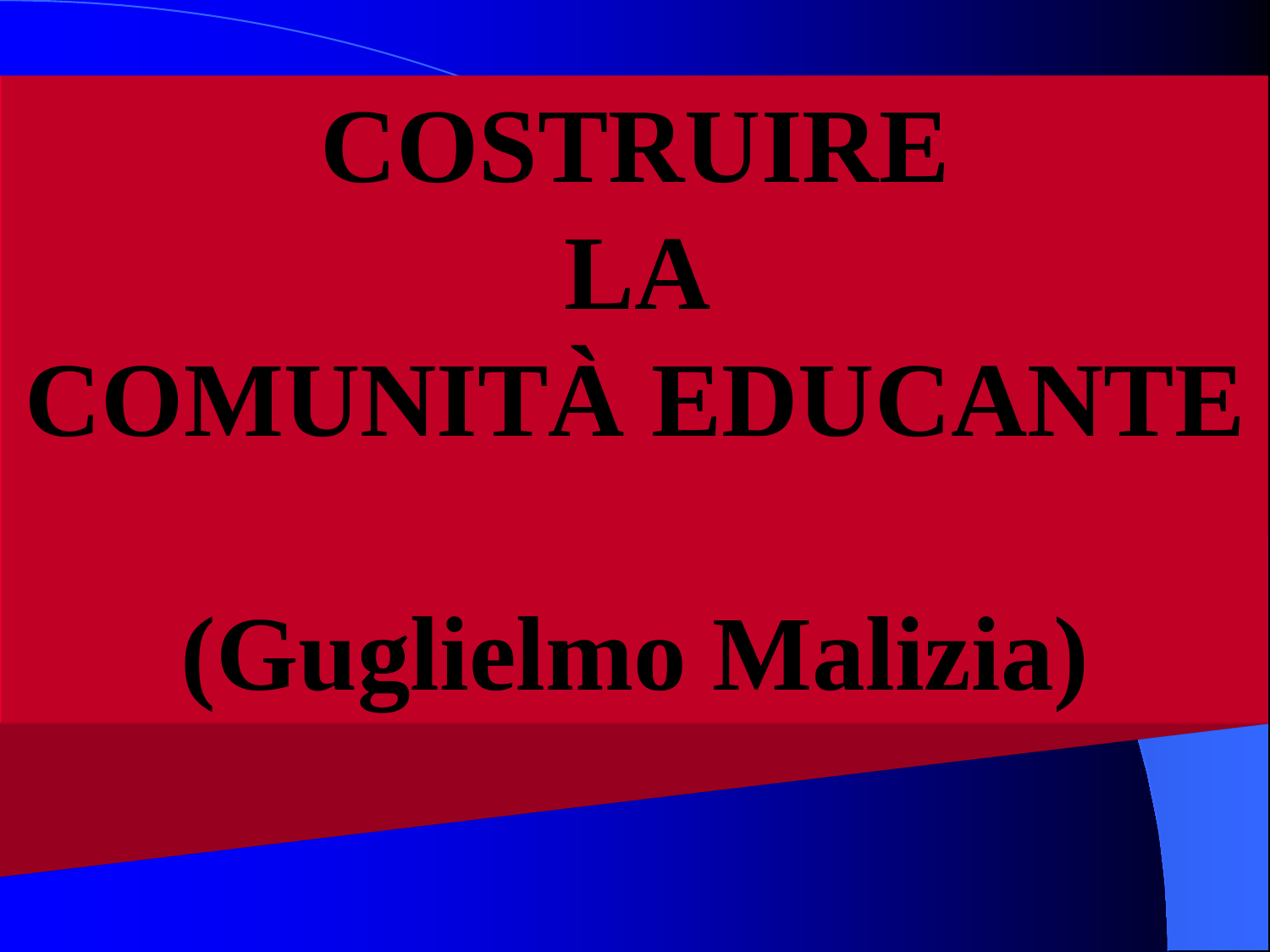# COSTRUIRE LA COMUNITÀ EDUCANTE

**(Guglielmo Malizia)**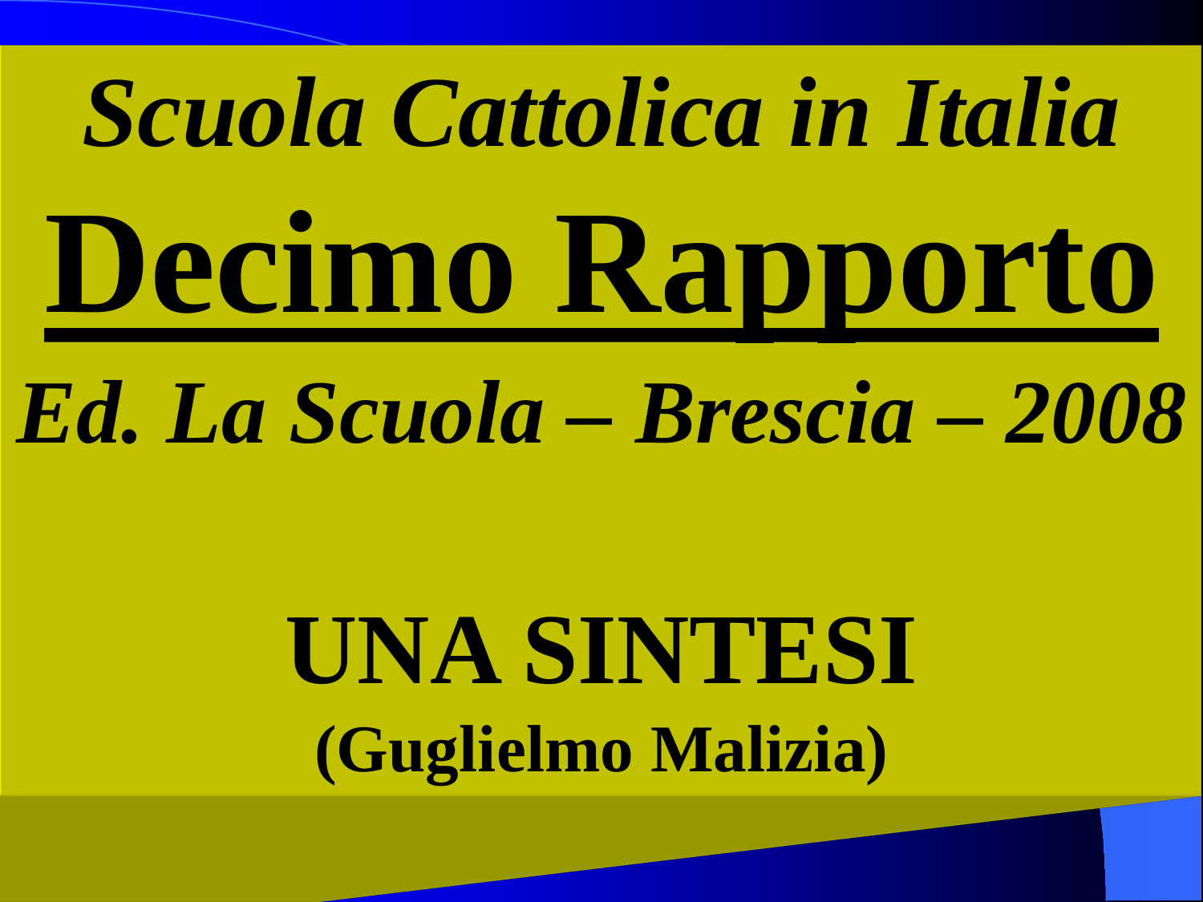*Scuola Cattolica in Italia*

# Decimo Rapporto

***Ed. La Scuola – Brescia – 2008***

## UNA SINTESI

**(Guglielmo Malizia)**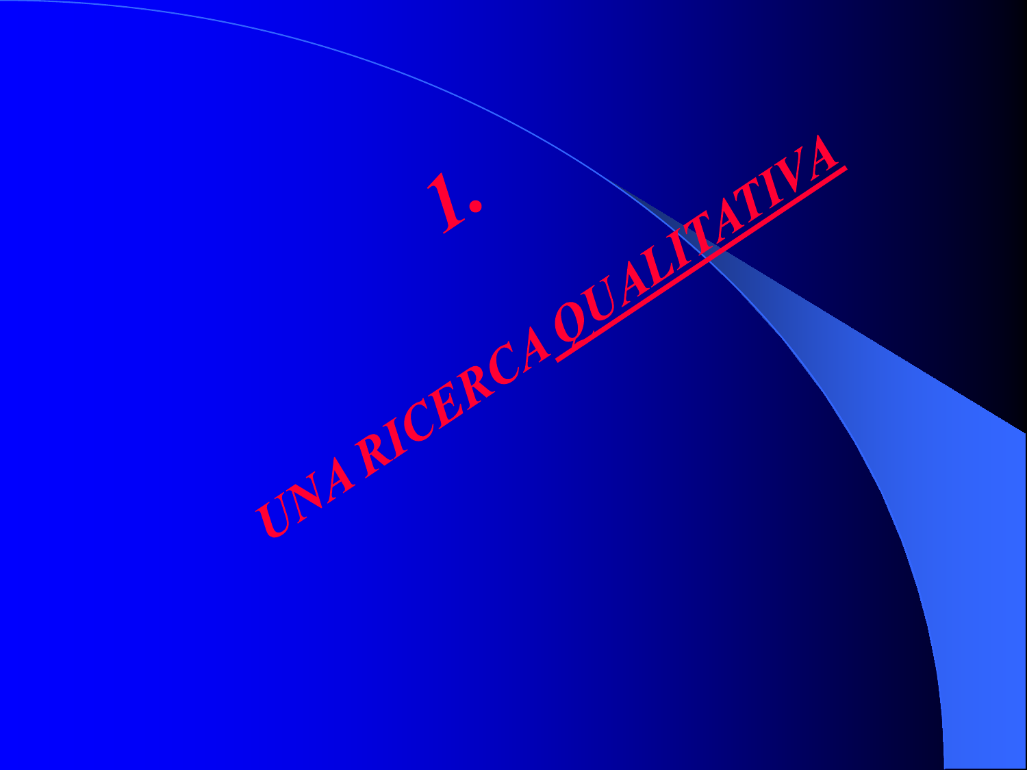# 1.

# UNA RICERCA QUALITATIVA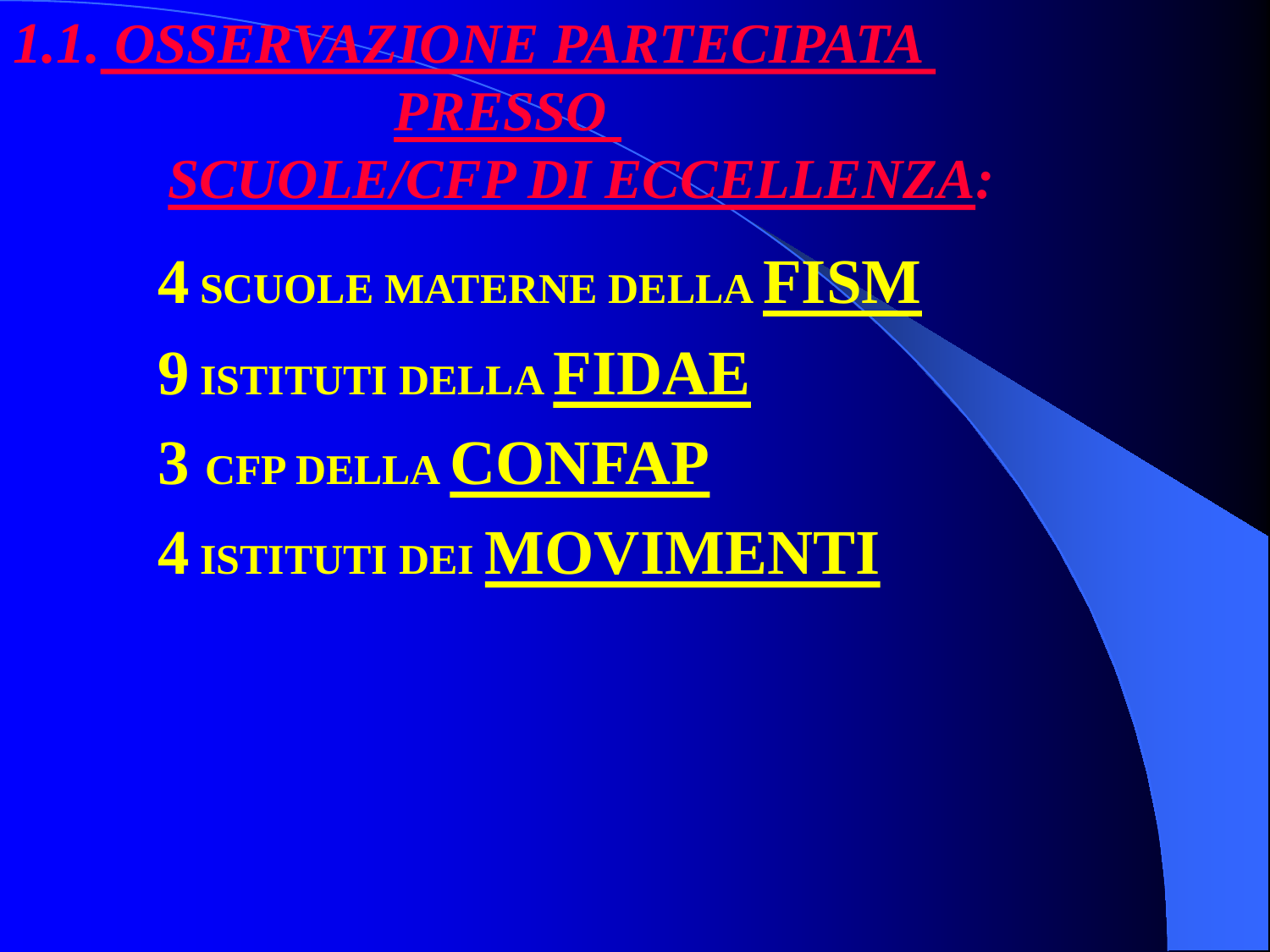# *1.1. OSSERVAZIONE PARTECIPATA PRESSO SCUOLE/CFP DI ECCELLENZA:*

- **4 SCUOLE MATERNE DELLA FISM**
- **9 ISTITUTI DELLA FIDAE**
- **3 CFP DELLA CONFAP**
- **4 ISTITUTI DEI MOVIMENTI**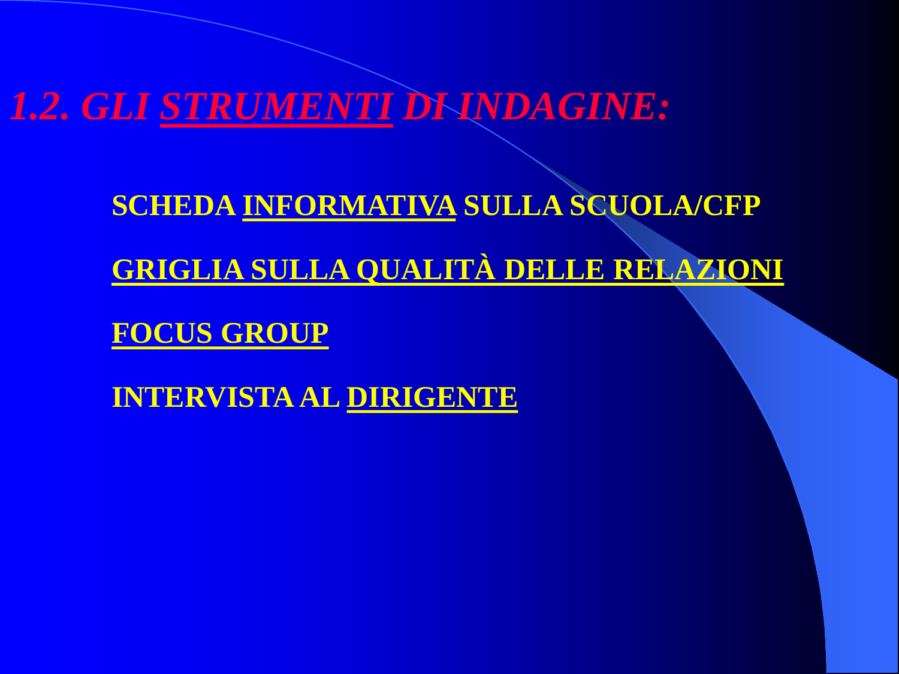# *1.2. GLI STRUMENTI DI INDAGINE:*

**SCHEDA INFORMATIVA SULLA SCUOLA/CFP**

**GRIGLIA SULLA QUALITÀ DELLE RELAZIONI**

**FOCUS GROUP**

**INTERVISTA AL DIRIGENTE**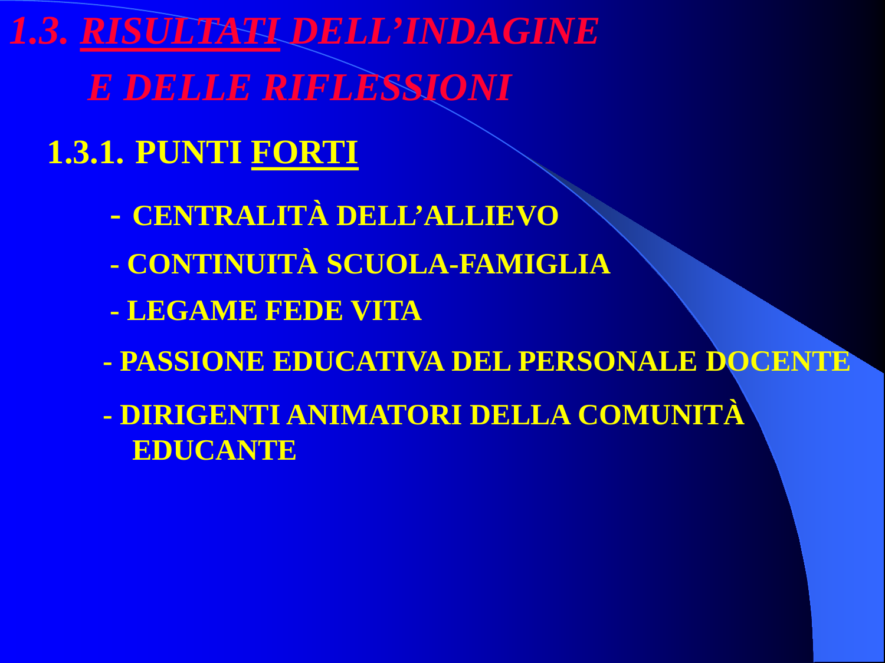# *1.3. RISULTATI DELL'INDAGINE E DELLE RIFLESSIONI*

## 1.3.1. PUNTI FORTI

- CENTRALITÀ DELL'ALLIEVO
- CONTINUITÀ SCUOLA-FAMIGLIA
- LEGAME FEDE VITA
- PASSIONE EDUCATIVA DEL PERSONALE DOCENTE
- DIRIGENTI ANIMATORI DELLA COMUNITÀ EDUCANTE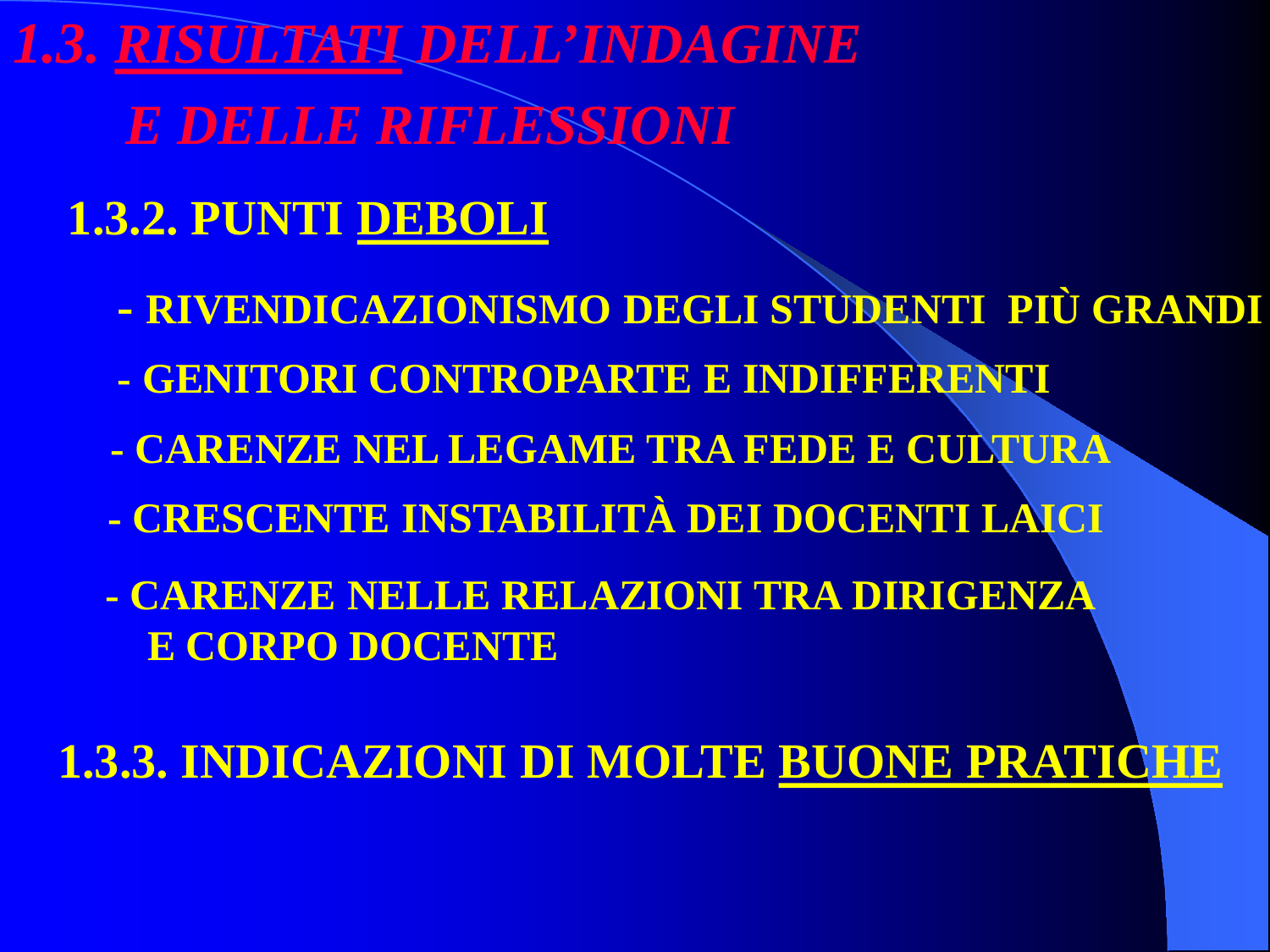# *1.3. RISULTATI DELL'INDAGINE E DELLE RIFLESSIONI*

## 1.3.2. PUNTI DEBOLI

- RIVENDICAZIONISMO DEGLI STUDENTI PIÙ GRANDI
- GENITORI CONTROPARTE E INDIFFERENTI
- CARENZE NEL LEGAME TRA FEDE E CULTURA
- CRESCENTE INSTABILITÀ DEI DOCENTI LAICI
- CARENZE NELLE RELAZIONI TRA DIRIGENZA E CORPO DOCENTE

## 1.3.3. INDICAZIONI DI MOLTE BUONE PRATICHE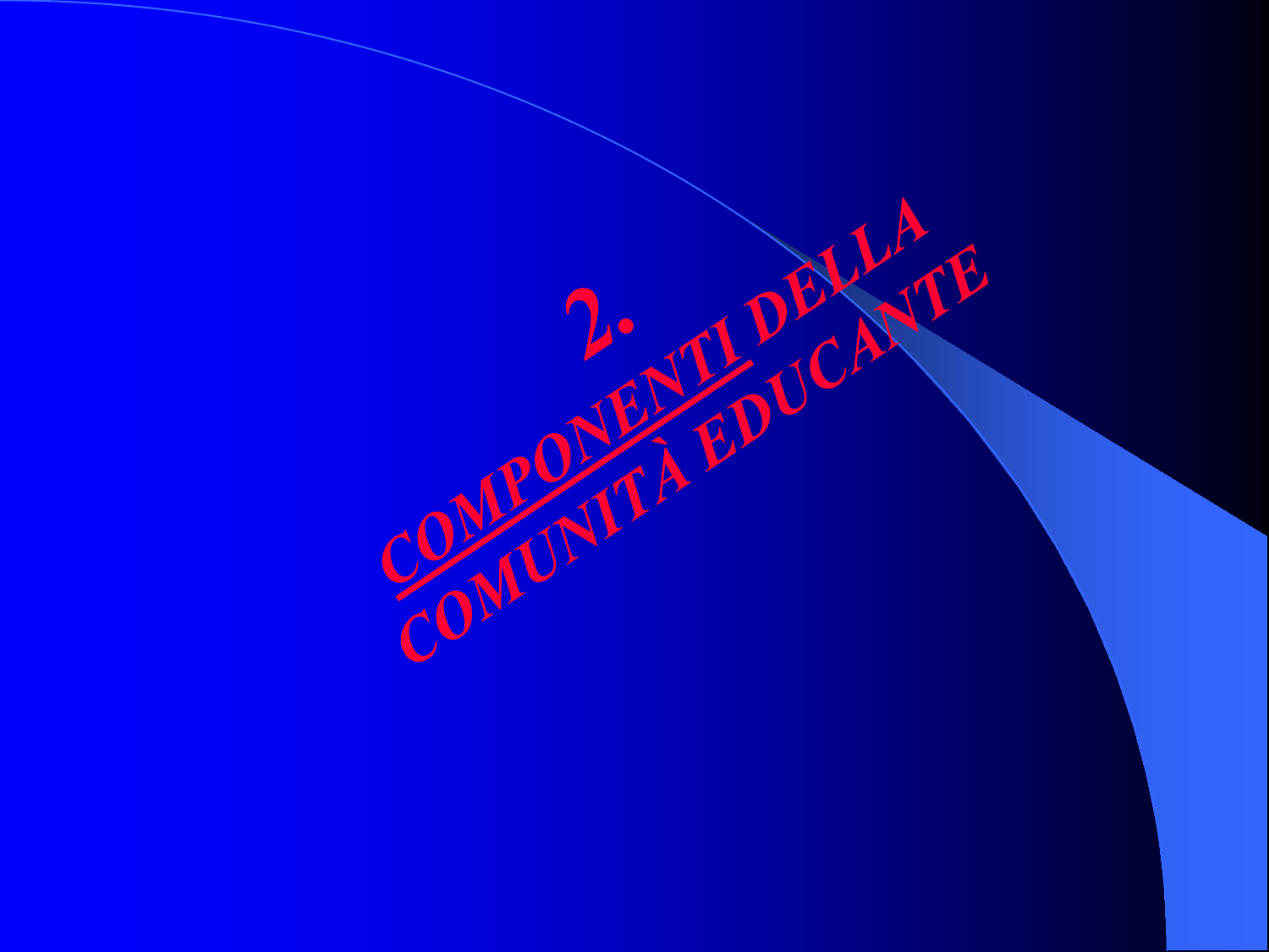# 2. COMPONENTI DELLA COMUNITÀ EDUCANTE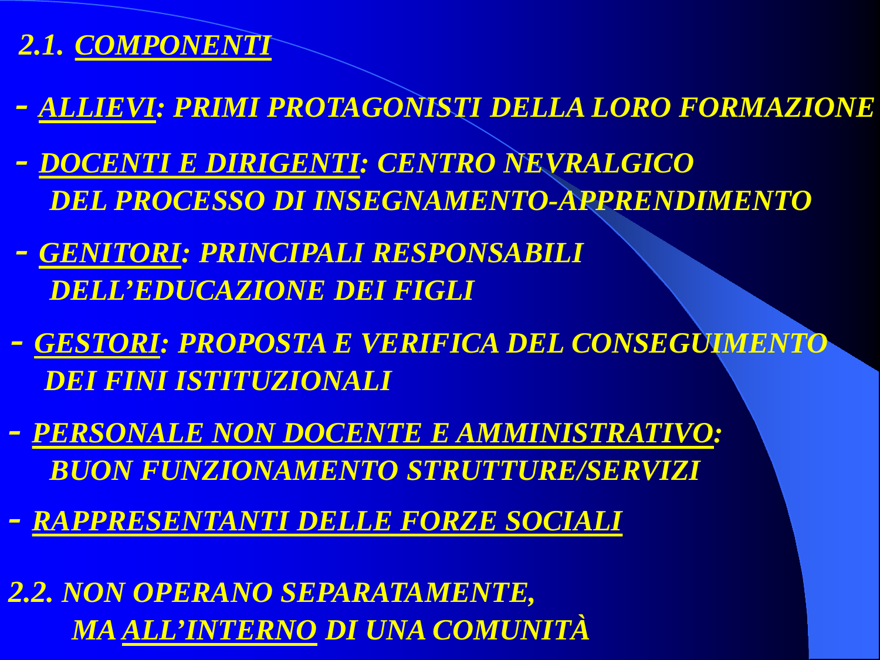## 2.1. <u>COMPONENTI</u>

- ***<u>ALLIEVI</u>: PRIMI PROTAGONISTI DELLA LORO FORMAZIONE***
- ***<u>DOCENTI E DIRIGENTI</u>: CENTRO NEVRALGICO DEL PROCESSO DI INSEGNAMENTO-APPRENDIMENTO***
- ***<u>GENITORI</u>: PRINCIPALI RESPONSABILI DELL'EDUCAZIONE DEI FIGLI***
- ***<u>GESTORI</u>: PROPOSTA E VERIFICA DEL CONSEGUIMENTO DEI FINI ISTITUZIONALI***
- ***<u>PERSONALE NON DOCENTE E AMMINISTRATIVO</u>: BUON FUNZIONAMENTO STRUTTURE/SERVIZI***
- ***<u>RAPPRESENTANTI DELLE FORZE SOCIALI</u>***

## 2.2. NON OPERANO SEPARATAMENTE, MA <u>ALL'INTERNO</u> DI UNA COMUNITÀ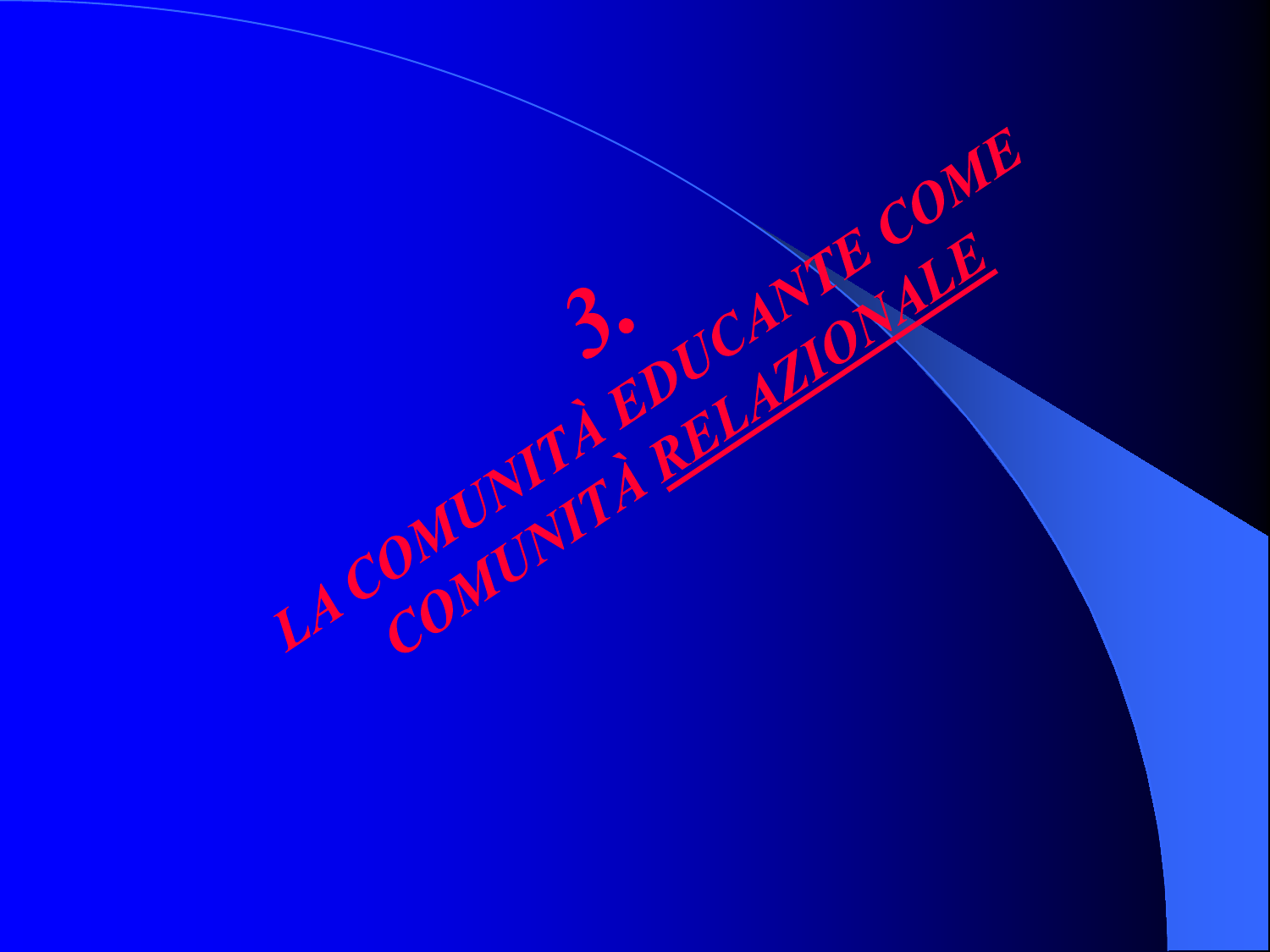# 3.

# LA COMUNITÀ EDUCANTE COME COMUNITÀ RELAZIONALE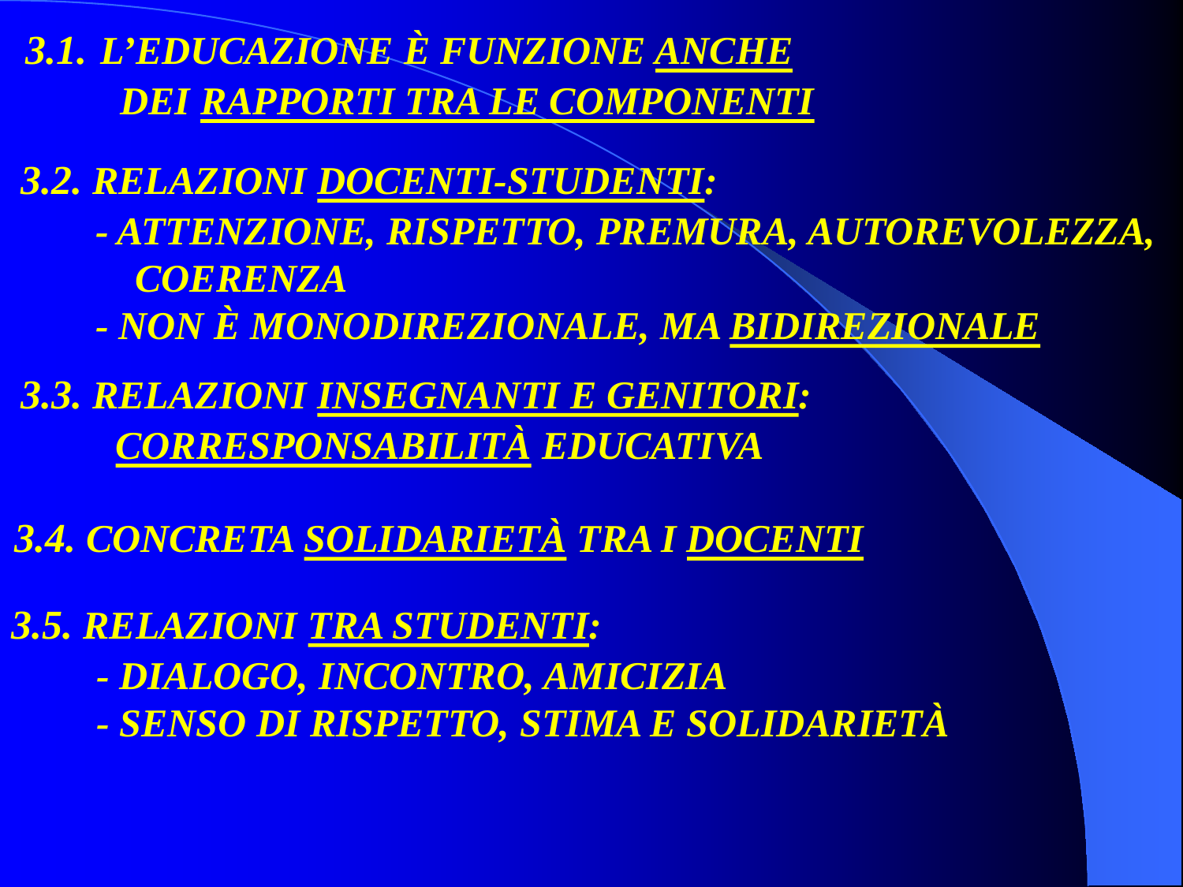***3.1. L'EDUCAZIONE È FUNZIONE ANCHE DEI RAPPORTI TRA LE COMPONENTI***

***3.2. RELAZIONI DOCENTI-STUDENTI:***

- ***ATTENZIONE, RISPETTO, PREMURA, AUTOREVOLEZZA, COERENZA***
- ***NON È MONODIREZIONALE, MA BIDIREZIONALE***

***3.3. RELAZIONI INSEGNANTI E GENITORI: CORRESPONSABILITÀ EDUCATIVA***

***3.4. CONCRETA SOLIDARIETÀ TRA I DOCENTI***

***3.5. RELAZIONI TRA STUDENTI:***

- ***DIALOGO, INCONTRO, AMICIZIA***
- ***SENSO DI RISPETTO, STIMA E SOLIDARIETÀ***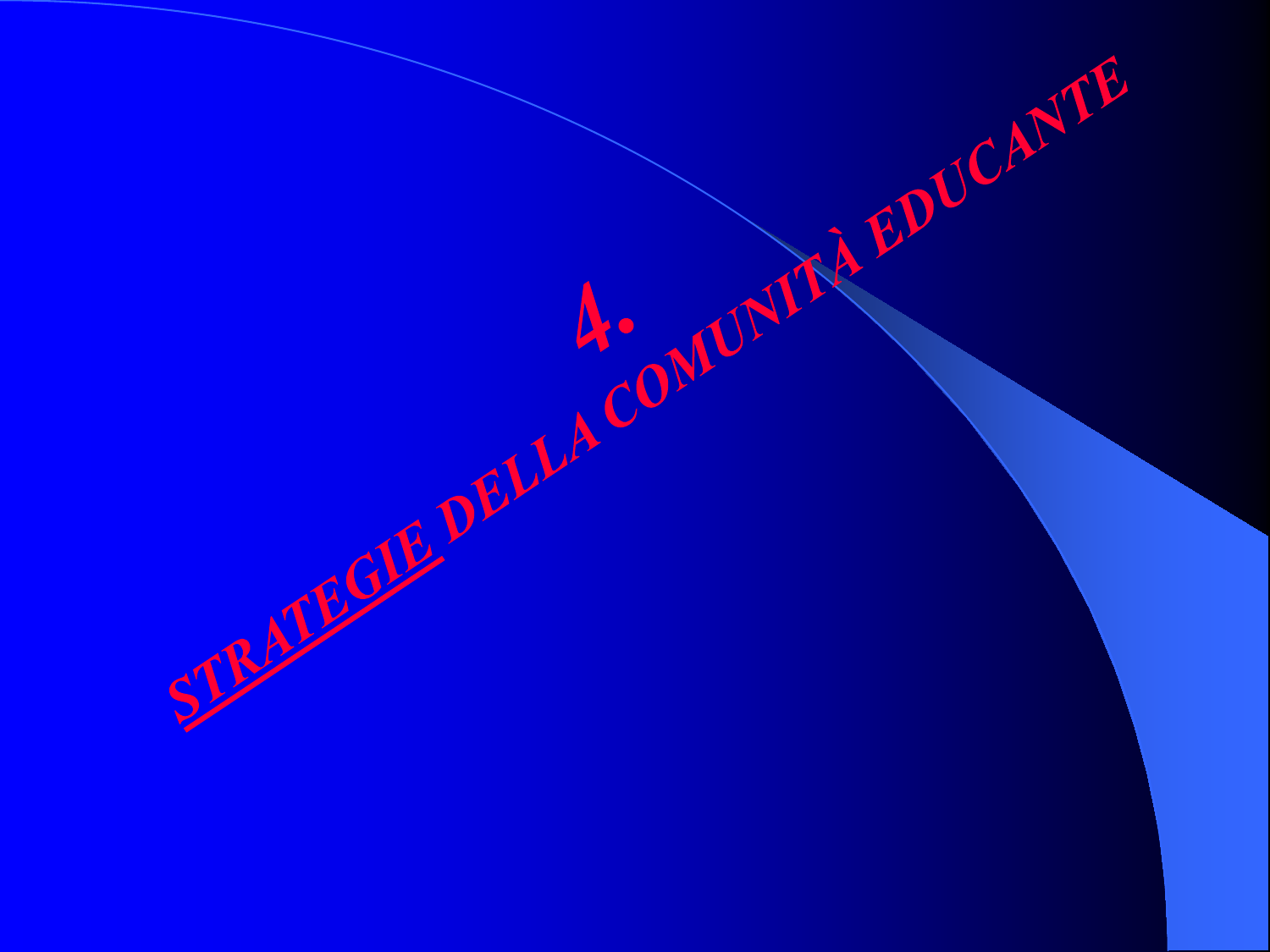# 4.

# STRATEGIE DELLA COMUNITÀ EDUCANTE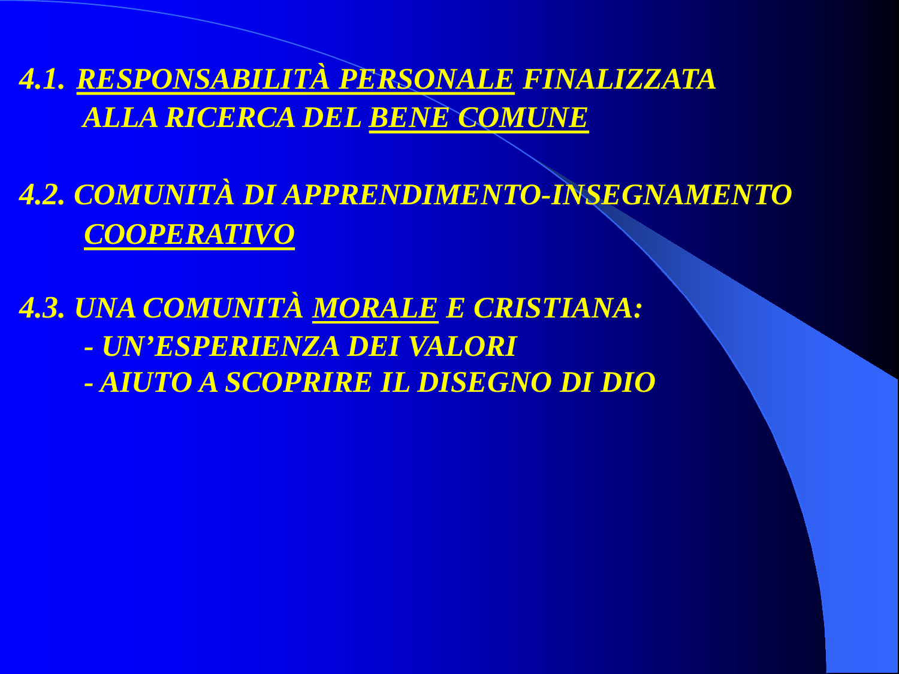*4.1. <u>RESPONSABILITÀ PERSONALE</u> FINALIZZATA ALLA RICERCA DEL <u>BENE COMUNE</u>*

*4.2. COMUNITÀ DI APPRENDIMENTO-INSEGNAMENTO <u>COOPERATIVO</u>*

*4.3. UNA COMUNITÀ <u>MORALE</u> E CRISTIANA:*

- *UN'ESPERIENZA DEI VALORI*
- *AIUTO A SCOPRIRE IL DISEGNO DI DIO*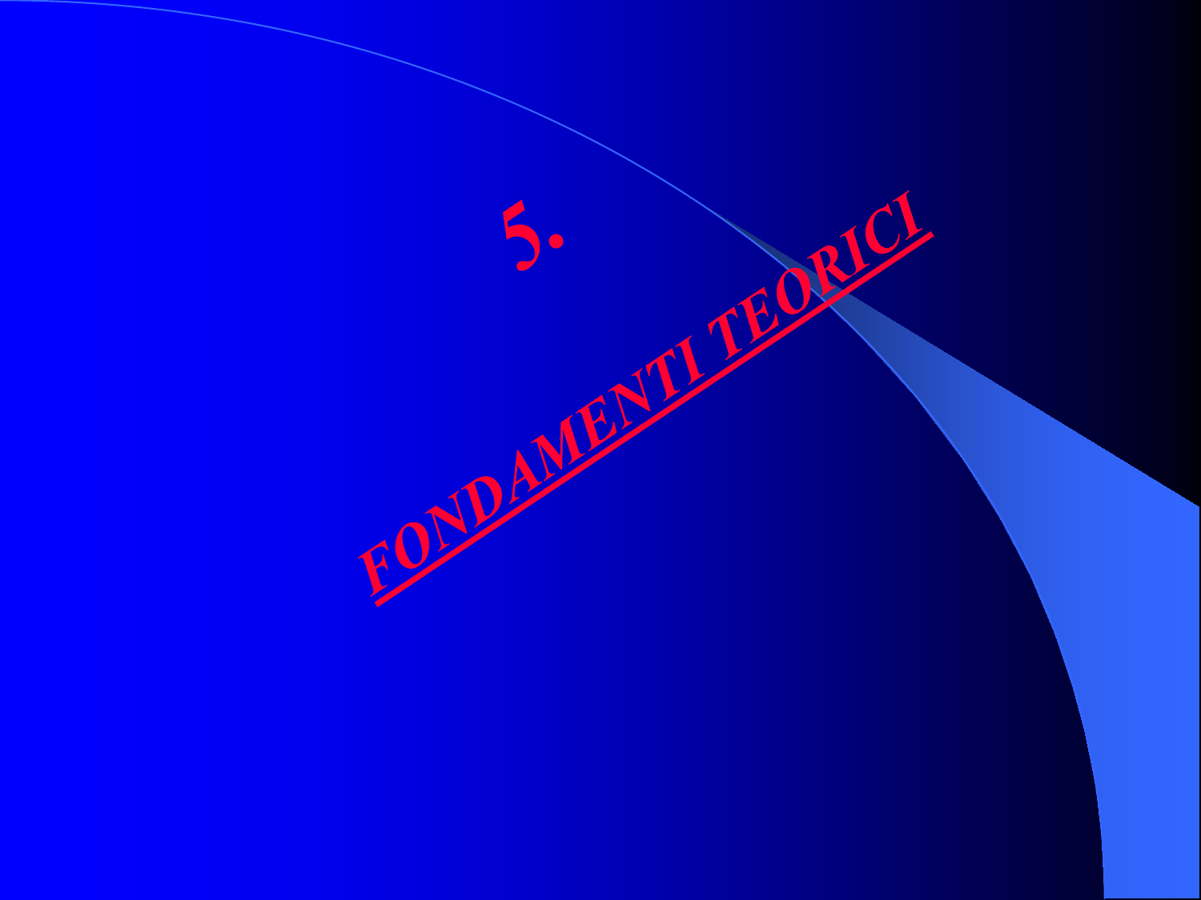# 5.

## FONDAMENTI TEORICI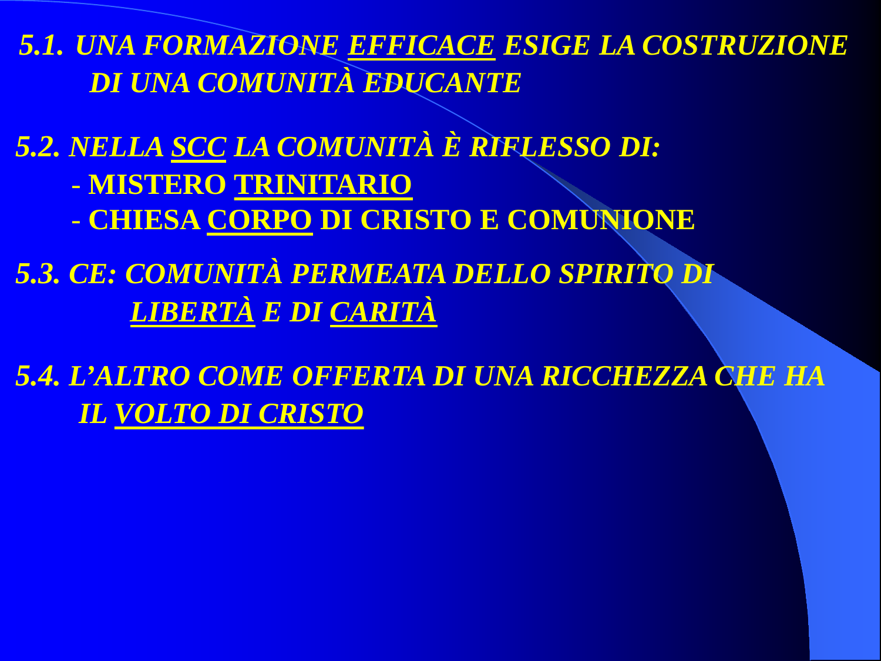***5.1. UNA FORMAZIONE <u>EFFICACE</u> ESIGE LA COSTRUZIONE DI UNA COMUNITÀ EDUCANTE***

***5.2. NELLA <u>SCC</u> LA COMUNITÀ È RIFLESSO DI:***

- **MISTERO <u>TRINITARIO</u>**
- **CHIESA <u>CORPO</u> DI CRISTO E COMUNIONE**

***5.3. CE: COMUNITÀ PERMEATA DELLO SPIRITO DI <u>LIBERTÀ</u> E DI <u>CARITÀ</u>***

***5.4. L'ALTRO COME OFFERTA DI UNA RICCHEZZA CHE HA IL <u>VOLTO DI CRISTO</u>***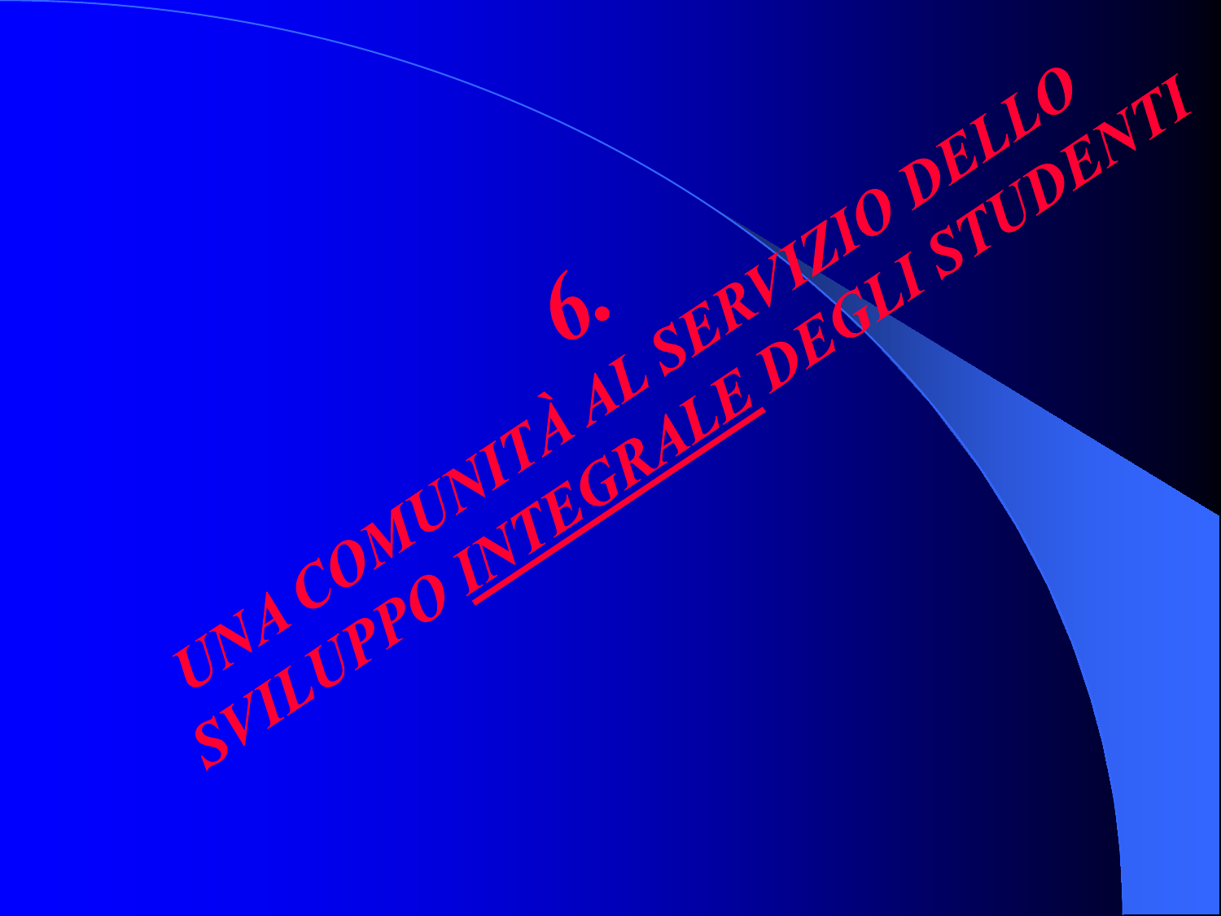# 6.

# UNA COMUNITÀ AL SERVIZIO DELLO SVILUPPO INTEGRALE DEGLI STUDENTI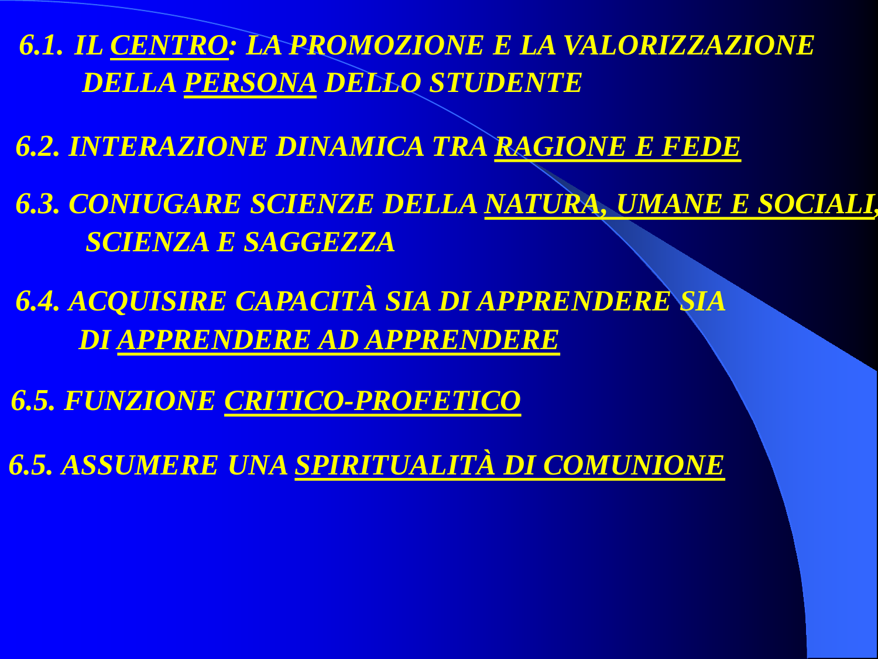***6.1. IL <u>CENTRO</u>: LA PROMOZIONE E LA VALORIZZAZIONE DELLA <u>PERSONA</u> DELLO STUDENTE***

***6.2. INTERAZIONE DINAMICA TRA <u>RAGIONE E FEDE</u>***

***6.3. CONIUGARE SCIENZE DELLA <u>NATURA, UMANE E SOCIALI,</u> SCIENZA E SAGGEZZA***

***6.4. ACQUISIRE CAPACITÀ SIA DI APPRENDERE SIA DI <u>APPRENDERE AD APPRENDERE</u>***

***6.5. FUNZIONE <u>CRITICO-PROFETICO</u>***

***6.5. ASSUMERE UNA <u>SPIRITUALITÀ DI COMUNIONE</u>***